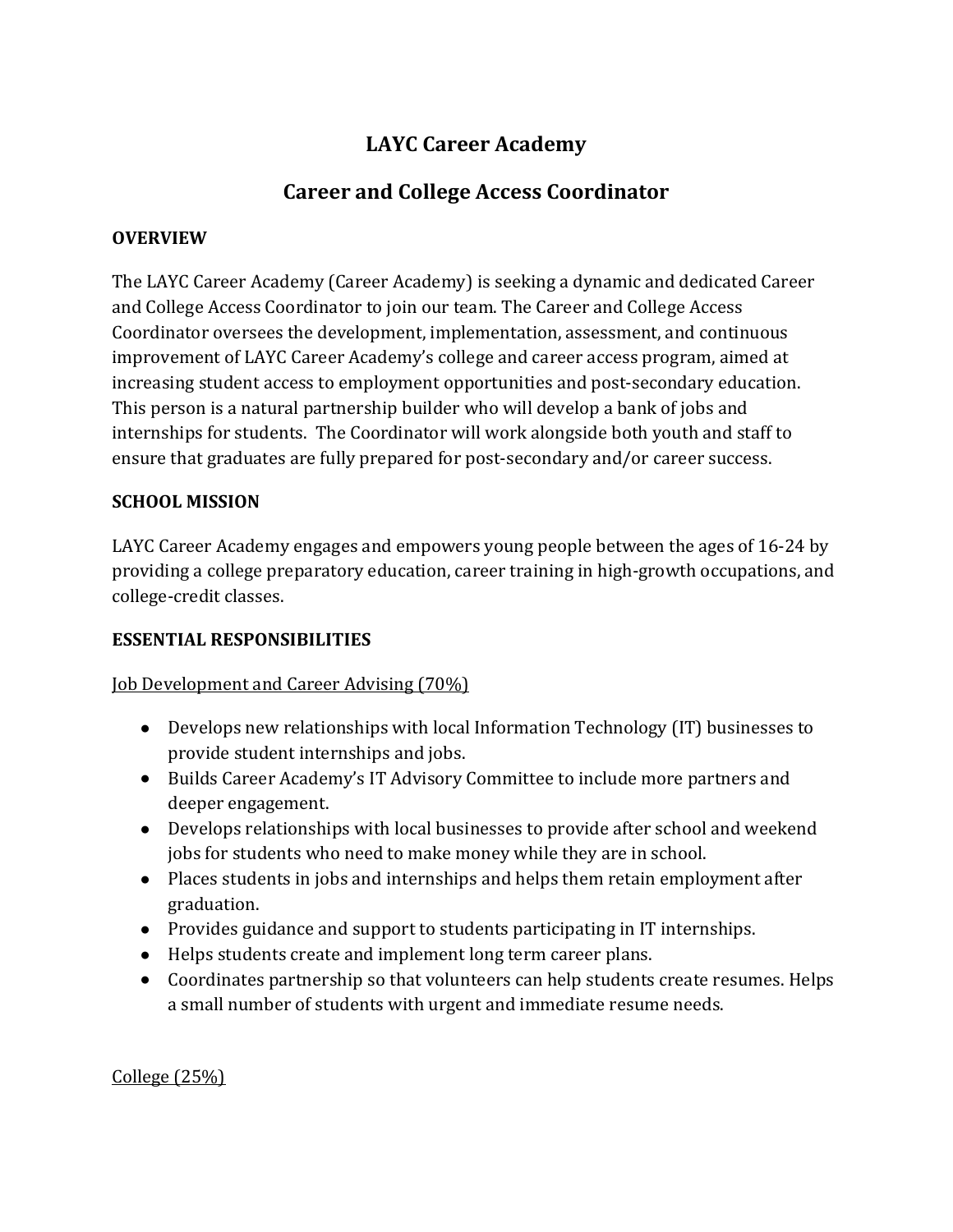# LAYC Career Academy

## Career and College Access Coordinator

**OVERVIEW**

The LAYC Career Academy (Career Academy) is seeking a dynamic and dedicated Career and College Access Coordinator to join our team. The Career and College Access Coordinator oversees the development, implementation, assessment, and continuous improvement of LAYC Career Academy's college and career access program, aimed at increasing student access to employment opportunities and post-secondary education. This person is a natural partnership builder who will develop a bank of jobs and internships for students. The Coordinator will work alongside both youth and staff to ensure that graduates are fully prepared for post-secondary and/or career success.

**SCHOOL MISSION**

LAYC Career Academy engages and empowers young people between the ages of 16-24 by providing a college preparatory education, career training in high-growth occupations, and college-credit classes.

**ESSENTIAL RESPONSIBILITIES**

<u>Job Development and Career Advising (70%)</u>

- Develops new relationships with local Information Technology (IT) businesses to provide student internships and jobs.
- Builds Career Academy's IT Advisory Committee to include more partners and deeper engagement.
- Develops relationships with local businesses to provide after school and weekend jobs for students who need to make money while they are in school.
- Places students in jobs and internships and helps them retain employment after graduation.
- Provides guidance and support to students participating in IT internships.
- Helps students create and implement long term career plans.
- Coordinates partnership so that volunteers can help students create resumes. Helps a small number of students with urgent and immediate resume needs.

<u>College (25%)</u>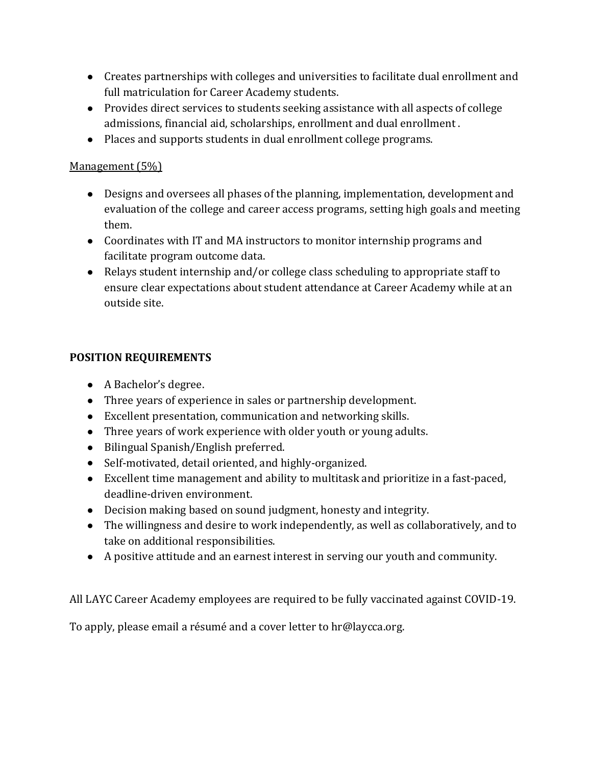- Creates partnerships with colleges and universities to facilitate dual enrollment and full matriculation for Career Academy students.
- Provides direct services to students seeking assistance with all aspects of college admissions, financial aid, scholarships, enrollment and dual enrollment .
- Places and supports students in dual enrollment college programs.

<u>Management (5%)</u>

- Designs and oversees all phases of the planning, implementation, development and evaluation of the college and career access programs, setting high goals and meeting them.
- Coordinates with IT and MA instructors to monitor internship programs and facilitate program outcome data.
- Relays student internship and/or college class scheduling to appropriate staff to ensure clear expectations about student attendance at Career Academy while at an outside site.

**POSITION REQUIREMENTS**

- A Bachelor's degree.
- Three years of experience in sales or partnership development.
- Excellent presentation, communication and networking skills.
- Three years of work experience with older youth or young adults.
- Bilingual Spanish/English preferred.
- Self-motivated, detail oriented, and highly-organized.
- Excellent time management and ability to multitask and prioritize in a fast-paced, deadline-driven environment.
- Decision making based on sound judgment, honesty and integrity.
- The willingness and desire to work independently, as well as collaboratively, and to take on additional responsibilities.
- A positive attitude and an earnest interest in serving our youth and community.

All LAYC Career Academy employees are required to be fully vaccinated against COVID-19.

To apply, please email a résumé and a cover letter to hr@laycca.org.